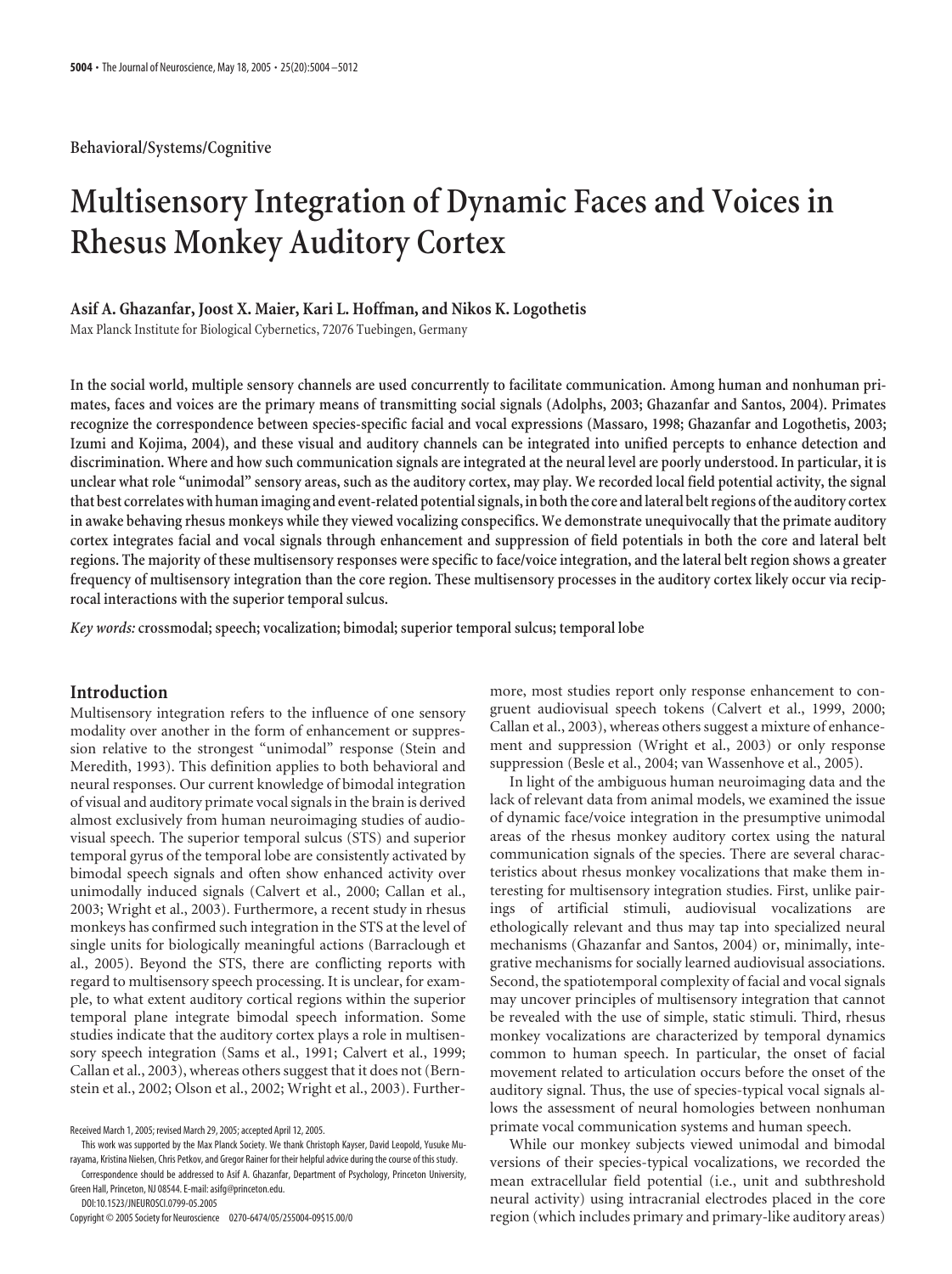Behavioral/Systems/Cognitive

# Multisensory Integration of Dynamic Faces and Voices in Rhesus Monkey Auditory Cortex

**Asif A. Ghazanfar, Joost X. Maier, Kari L. Hoffman, and Nikos K. Logothetis**

Max Planck Institute for Biological Cybernetics, 72076 Tuebingen, Germany

**In the social world, multiple sensory channels are used concurrently to facilitate communication. Among human and nonhuman primates, faces and voices are the primary means of transmitting social signals (Adolphs, 2003; Ghazanfar and Santos, 2004). Primates recognize the correspondence between species-specific facial and vocal expressions (Massaro, 1998; Ghazanfar and Logothetis, 2003; Izumi and Kojima, 2004), and these visual and auditory channels can be integrated into unified percepts to enhance detection and discrimination. Where and how such communication signals are integrated at the neural level are poorly understood. In particular, it is unclear what role "unimodal" sensory areas, such as the auditory cortex, may play. We recorded local field potential activity, the signal that best correlates with human imaging and event-related potential signals, in both the core and lateral belt regions of the auditory cortex in awake behaving rhesus monkeys while they viewed vocalizing conspecifics. We demonstrate unequivocally that the primate auditory cortex integrates facial and vocal signals through enhancement and suppression of field potentials in both the core and lateral belt regions. The majority of these multisensory responses were specific to face/voice integration, and the lateral belt region shows a greater frequency of multisensory integration than the core region. These multisensory processes in the auditory cortex likely occur via reciprocal interactions with the superior temporal sulcus.**

***Key words:*** **crossmodal; speech; vocalization; bimodal; superior temporal sulcus; temporal lobe**

## Introduction

Multisensory integration refers to the influence of one sensory modality over another in the form of enhancement or suppression relative to the strongest "unimodal" response (Stein and Meredith, 1993). This definition applies to both behavioral and neural responses. Our current knowledge of bimodal integration of visual and auditory primate vocal signals in the brain is derived almost exclusively from human neuroimaging studies of audiovisual speech. The superior temporal sulcus (STS) and superior temporal gyrus of the temporal lobe are consistently activated by bimodal speech signals and often show enhanced activity over unimodally induced signals (Calvert et al., 2000; Callan et al., 2003; Wright et al., 2003). Furthermore, a recent study in rhesus monkeys has confirmed such integration in the STS at the level of single units for biologically meaningful actions (Barraclough et al., 2005). Beyond the STS, there are conflicting reports with regard to multisensory speech processing. It is unclear, for example, to what extent auditory cortical regions within the superior temporal plane integrate bimodal speech information. Some studies indicate that the auditory cortex plays a role in multisensory speech integration (Sams et al., 1991; Calvert et al., 1999; Callan et al., 2003), whereas others suggest that it does not (Bernstein et al., 2002; Olson et al., 2002; Wright et al., 2003). Furthermore, most studies report only response enhancement to congruent audiovisual speech tokens (Calvert et al., 1999, 2000; Callan et al., 2003), whereas others suggest a mixture of enhancement and suppression (Wright et al., 2003) or only response suppression (Besle et al., 2004; van Wassenhove et al., 2005).

In light of the ambiguous human neuroimaging data and the lack of relevant data from animal models, we examined the issue of dynamic face/voice integration in the presumptive unimodal areas of the rhesus monkey auditory cortex using the natural communication signals of the species. There are several characteristics about rhesus monkey vocalizations that make them interesting for multisensory integration studies. First, unlike pairings of artificial stimuli, audiovisual vocalizations are ethologically relevant and thus may tap into specialized neural mechanisms (Ghazanfar and Santos, 2004) or, minimally, integrative mechanisms for socially learned audiovisual associations. Second, the spatiotemporal complexity of facial and vocal signals may uncover principles of multisensory integration that cannot be revealed with the use of simple, static stimuli. Third, rhesus monkey vocalizations are characterized by temporal dynamics common to human speech. In particular, the onset of facial movement related to articulation occurs before the onset of the auditory signal. Thus, the use of species-typical vocal signals allows the assessment of neural homologies between nonhuman primate vocal communication systems and human speech.

While our monkey subjects viewed unimodal and bimodal versions of their species-typical vocalizations, we recorded the mean extracellular field potential (i.e., unit and subthreshold neural activity) using intracranial electrodes placed in the core region (which includes primary and primary-like auditory areas)

Received March 1, 2005; revised March 29, 2005; accepted April 12, 2005.

This work was supported by the Max Planck Society. We thank Christoph Kayser, David Leopold, Yusuke Murayama, Kristina Nielsen, Chris Petkov, and Gregor Rainer for their helpful advice during the course of this study.

Correspondence should be addressed to Asif A. Ghazanfar, Department of Psychology, Princeton University, Green Hall, Princeton, NJ 08544. E-mail: asifg@princeton.edu.

DOI:10.1523/JNEUROSCI.0799-05.2005

Copyright © 2005 Society for Neuroscience 0270-6474/05/255004-09$15.00/0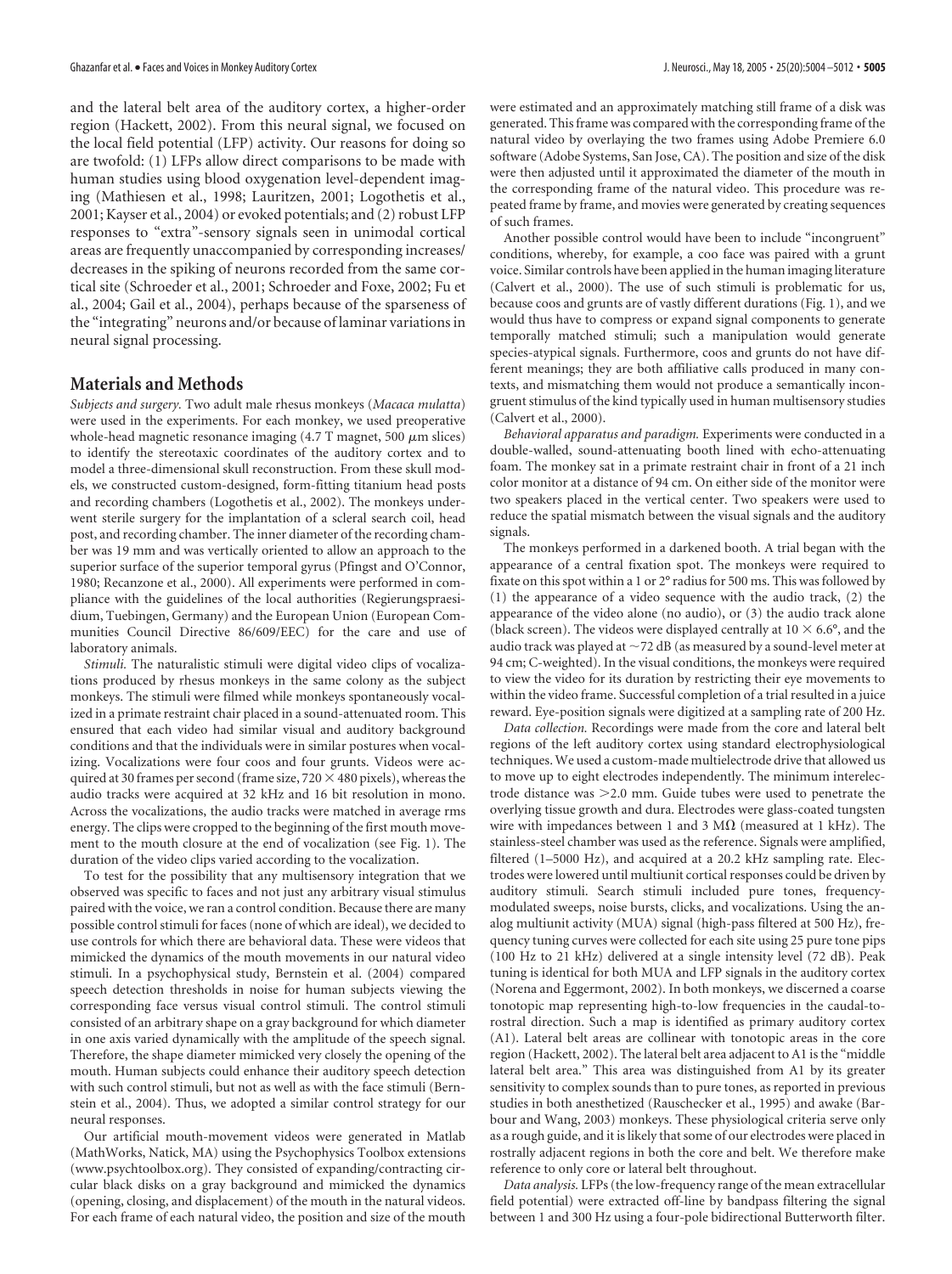and the lateral belt area of the auditory cortex, a higher-order region (Hackett, 2002). From this neural signal, we focused on the local field potential (LFP) activity. Our reasons for doing so are twofold: (1) LFPs allow direct comparisons to be made with human studies using blood oxygenation level-dependent imaging (Mathiesen et al., 1998; Lauritzen, 2001; Logothetis et al., 2001; Kayser et al., 2004) or evoked potentials; and (2) robust LFP responses to "extra"-sensory signals seen in unimodal cortical areas are frequently unaccompanied by corresponding increases/decreases in the spiking of neurons recorded from the same cortical site (Schroeder et al., 2001; Schroeder and Foxe, 2002; Fu et al., 2004; Gail et al., 2004), perhaps because of the sparseness of the "integrating" neurons and/or because of laminar variations in neural signal processing.

## Materials and Methods

*Subjects and surgery.* Two adult male rhesus monkeys (*Macaca mulatta*) were used in the experiments. For each monkey, we used preoperative whole-head magnetic resonance imaging (4.7 T magnet, 500 μm slices) to identify the stereotaxic coordinates of the auditory cortex and to model a three-dimensional skull reconstruction. From these skull models, we constructed custom-designed, form-fitting titanium head posts and recording chambers (Logothetis et al., 2002). The monkeys underwent sterile surgery for the implantation of a scleral search coil, head post, and recording chamber. The inner diameter of the recording chamber was 19 mm and was vertically oriented to allow an approach to the superior surface of the superior temporal gyrus (Pfingst and O'Connor, 1980; Recanzone et al., 2000). All experiments were performed in compliance with the guidelines of the local authorities (Regierungspraesidium, Tuebingen, Germany) and the European Union (European Communities Council Directive 86/609/EEC) for the care and use of laboratory animals.

*Stimuli.* The naturalistic stimuli were digital video clips of vocalizations produced by rhesus monkeys in the same colony as the subject monkeys. The stimuli were filmed while monkeys spontaneously vocalized in a primate restraint chair placed in a sound-attenuated room. This ensured that each video had similar visual and auditory background conditions and that the individuals were in similar postures when vocalizing. Vocalizations were four coos and four grunts. Videos were acquired at 30 frames per second (frame size, 720 × 480 pixels), whereas the audio tracks were acquired at 32 kHz and 16 bit resolution in mono. Across the vocalizations, the audio tracks were matched in average rms energy. The clips were cropped to the beginning of the first mouth movement to the mouth closure at the end of vocalization (see Fig. 1). The duration of the video clips varied according to the vocalization.

To test for the possibility that any multisensory integration that we observed was specific to faces and not just any arbitrary visual stimulus paired with the voice, we ran a control condition. Because there are many possible control stimuli for faces (none of which are ideal), we decided to use controls for which there are behavioral data. These were videos that mimicked the dynamics of the mouth movements in our natural video stimuli. In a psychophysical study, Bernstein et al. (2004) compared speech detection thresholds in noise for human subjects viewing the corresponding face versus visual control stimuli. The control stimuli consisted of an arbitrary shape on a gray background for which diameter in one axis varied dynamically with the amplitude of the speech signal. Therefore, the shape diameter mimicked very closely the opening of the mouth. Human subjects could enhance their auditory speech detection with such control stimuli, but not as well as with the face stimuli (Bernstein et al., 2004). Thus, we adopted a similar control strategy for our neural responses.

Our artificial mouth-movement videos were generated in Matlab (MathWorks, Natick, MA) using the Psychophysics Toolbox extensions (www.psychtoolbox.org). They consisted of expanding/contracting circular black disks on a gray background and mimicked the dynamics (opening, closing, and displacement) of the mouth in the natural videos. For each frame of each natural video, the position and size of the mouth were estimated and an approximately matching still frame of a disk was generated. This frame was compared with the corresponding frame of the natural video by overlaying the two frames using Adobe Premiere 6.0 software (Adobe Systems, San Jose, CA). The position and size of the disk were then adjusted until it approximated the diameter of the mouth in the corresponding frame of the natural video. This procedure was repeated frame by frame, and movies were generated by creating sequences of such frames.

Another possible control would have been to include "incongruent" conditions, whereby, for example, a coo face was paired with a grunt voice. Similar controls have been applied in the human imaging literature (Calvert et al., 2000). The use of such stimuli is problematic for us, because coos and grunts are of vastly different durations (Fig. 1), and we would thus have to compress or expand signal components to generate temporally matched stimuli; such a manipulation would generate species-atypical signals. Furthermore, coos and grunts do not have different meanings; they are both affiliative calls produced in many contexts, and mismatching them would not produce a semantically incongruent stimulus of the kind typically used in human multisensory studies (Calvert et al., 2000).

*Behavioral apparatus and paradigm.* Experiments were conducted in a double-walled, sound-attenuating booth lined with echo-attenuating foam. The monkey sat in a primate restraint chair in front of a 21 inch color monitor at a distance of 94 cm. On either side of the monitor were two speakers placed in the vertical center. Two speakers were used to reduce the spatial mismatch between the visual signals and the auditory signals.

The monkeys performed in a darkened booth. A trial began with the appearance of a central fixation spot. The monkeys were required to fixate on this spot within a 1 or 2° radius for 500 ms. This was followed by (1) the appearance of a video sequence with the audio track, (2) the appearance of the video alone (no audio), or (3) the audio track alone (black screen). The videos were displayed centrally at 10 × 6.6°, and the audio track was played at ~72 dB (as measured by a sound-level meter at 94 cm; C-weighted). In the visual conditions, the monkeys were required to view the video for its duration by restricting their eye movements to within the video frame. Successful completion of a trial resulted in a juice reward. Eye-position signals were digitized at a sampling rate of 200 Hz.

*Data collection.* Recordings were made from the core and lateral belt regions of the left auditory cortex using standard electrophysiological techniques. We used a custom-made multielectrode drive that allowed us to move up to eight electrodes independently. The minimum interelectrode distance was >2.0 mm. Guide tubes were used to penetrate the overlying tissue growth and dura. Electrodes were glass-coated tungsten wire with impedances between 1 and 3 MΩ (measured at 1 kHz). The stainless-steel chamber was used as the reference. Signals were amplified, filtered (1–5000 Hz), and acquired at a 20.2 kHz sampling rate. Electrodes were lowered until multiunit cortical responses could be driven by auditory stimuli. Search stimuli included pure tones, frequency-modulated sweeps, noise bursts, clicks, and vocalizations. Using the analog multiunit activity (MUA) signal (high-pass filtered at 500 Hz), frequency tuning curves were collected for each site using 25 pure tone pips (100 Hz to 21 kHz) delivered at a single intensity level (72 dB). Peak tuning is identical for both MUA and LFP signals in the auditory cortex (Norena and Eggermont, 2002). In both monkeys, we discerned a coarse tonotopic map representing high-to-low frequencies in the caudal-to-rostral direction. Such a map is identified as primary auditory cortex (A1). Lateral belt areas are collinear with tonotopic areas in the core region (Hackett, 2002). The lateral belt area adjacent to A1 is the "middle lateral belt area." This area was distinguished from A1 by its greater sensitivity to complex sounds than to pure tones, as reported in previous studies in both anesthetized (Rauschecker et al., 1995) and awake (Barbour and Wang, 2003) monkeys. These physiological criteria serve only as a rough guide, and it is likely that some of our electrodes were placed in rostrally adjacent regions in both the core and belt. We therefore make reference to only core or lateral belt throughout.

*Data analysis.* LFPs (the low-frequency range of the mean extracellular field potential) were extracted off-line by bandpass filtering the signal between 1 and 300 Hz using a four-pole bidirectional Butterworth filter.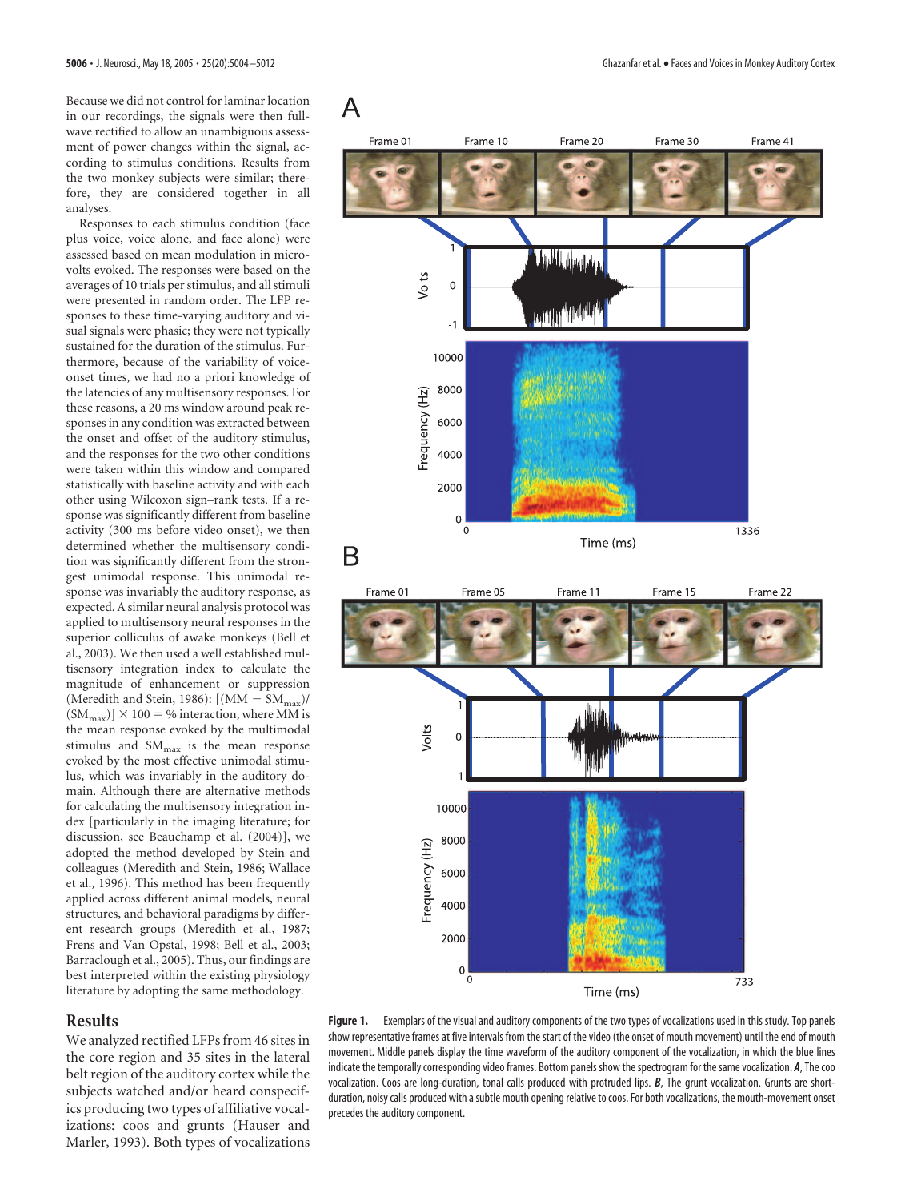Because we did not control for laminar location in our recordings, the signals were then full-wave rectified to allow an unambiguous assessment of power changes within the signal, according to stimulus conditions. Results from the two monkey subjects were similar; therefore, they are considered together in all analyses.

Responses to each stimulus condition (face plus voice, voice alone, and face alone) were assessed based on mean modulation in microvolts evoked. The responses were based on the averages of 10 trials per stimulus, and all stimuli were presented in random order. The LFP responses to these time-varying auditory and visual signals were phasic; they were not typically sustained for the duration of the stimulus. Furthermore, because of the variability of voice-onset times, we had no a priori knowledge of the latencies of any multisensory responses. For these reasons, a 20 ms window around peak responses in any condition was extracted between the onset and offset of the auditory stimulus, and the responses for the two other conditions were taken within this window and compared statistically with baseline activity and with each other using Wilcoxon sign–rank tests. If a response was significantly different from baseline activity (300 ms before video onset), we then determined whether the multisensory condition was significantly different from the strongest unimodal response. This unimodal response was invariably the auditory response, as expected. A similar neural analysis protocol was applied to multisensory neural responses in the superior colliculus of awake monkeys (Bell et al., 2003). We then used a well established multisensory integration index to calculate the magnitude of enhancement or suppression (Meredith and Stein, 1986): $[(MM - SM_{max})/(SM_{max})] \times 100 = \%$ interaction, where MM is the mean response evoked by the multimodal stimulus and $SM_{max}$ is the mean response evoked by the most effective unimodal stimulus, which was invariably in the auditory domain. Although there are alternative methods for calculating the multisensory integration index [particularly in the imaging literature; for discussion, see Beauchamp et al. (2004)], we adopted the method developed by Stein and colleagues (Meredith and Stein, 1986; Wallace et al., 1996). This method has been frequently applied across different animal models, neural structures, and behavioral paradigms by different research groups (Meredith et al., 1987; Frens and Van Opstal, 1998; Bell et al., 2003; Barraclough et al., 2005). Thus, our findings are best interpreted within the existing physiology literature by adopting the same methodology.

## Results

We analyzed rectified LFPs from 46 sites in the core region and 35 sites in the lateral belt region of the auditory cortex while the subjects watched and/or heard conspecifics producing two types of affiliative vocalizations: coos and grunts (Hauser and Marler, 1993). Both types of vocalizations

**Figure 1.** Exemplars of the visual and auditory components of the two types of vocalizations used in this study. Top panels show representative frames at five intervals from the start of the video (the onset of mouth movement) until the end of mouth movement. Middle panels display the time waveform of the auditory component of the vocalization, in which the blue lines indicate the temporally corresponding video frames. Bottom panels show the spectrogram for the same vocalization. ***A***, The coo vocalization. Coos are long-duration, tonal calls produced with protruded lips. ***B***, The grunt vocalization. Grunts are short-duration, noisy calls produced with a subtle mouth opening relative to coos. For both vocalizations, the mouth-movement onset precedes the auditory component.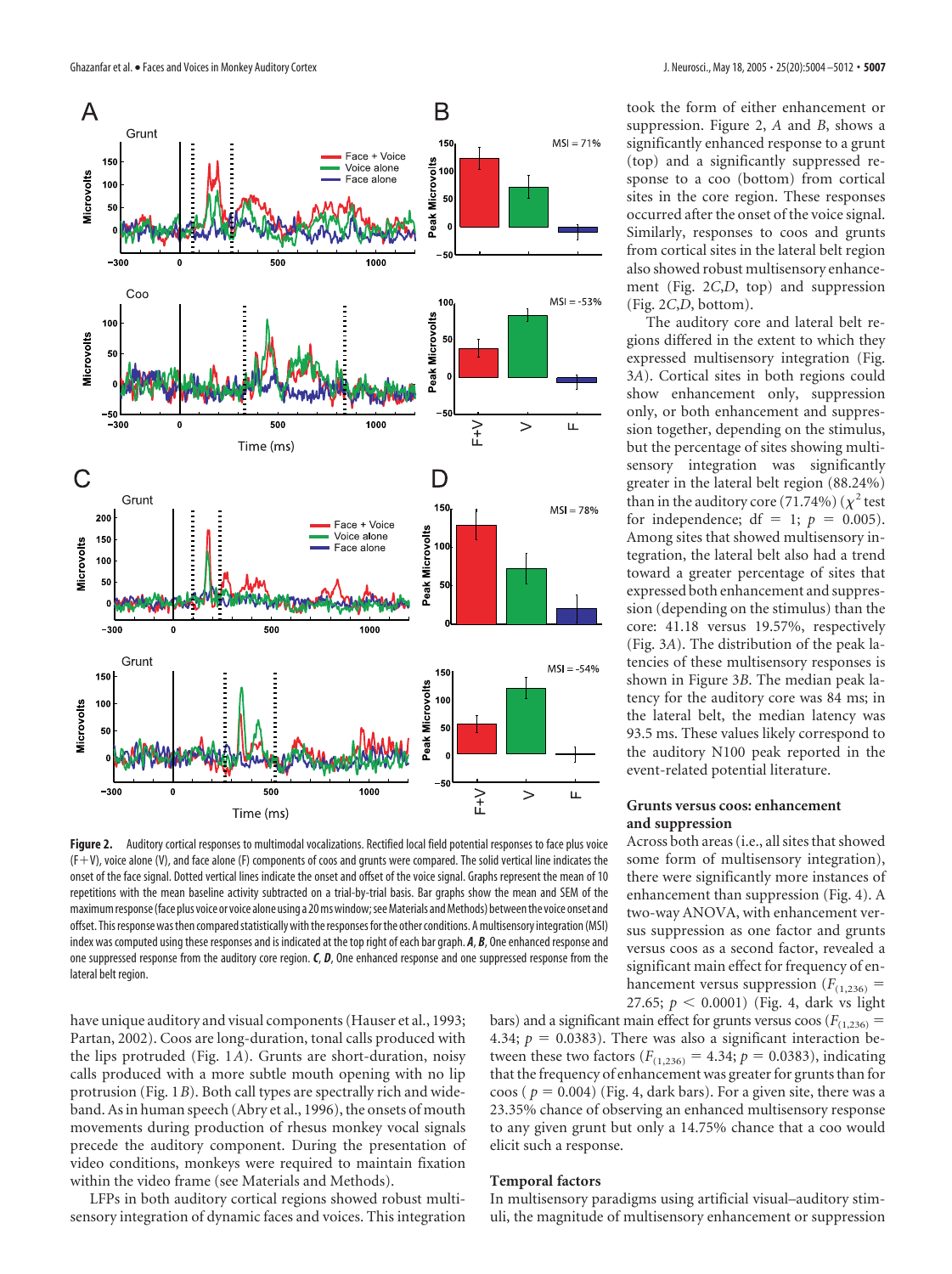**Figure 2.** Auditory cortical responses to multimodal vocalizations. Rectified local field potential responses to face plus voice (F+V), voice alone (V), and face alone (F) components of coos and grunts were compared. The solid vertical line indicates the onset of the face signal. Dotted vertical lines indicate the onset and offset of the voice signal. Graphs represent the mean of 10 repetitions with the mean baseline activity subtracted on a trial-by-trial basis. Bar graphs show the mean and SEM of the maximum response (face plus voice or voice alone using a 20 ms window; see Materials and Methods) between the voice onset and offset. This response was then compared statistically with the responses for the other conditions. A multisensory integration (MSI) index was computed using these responses and is indicated at the top right of each bar graph. ***A***, ***B***, One enhanced response and one suppressed response from the auditory core region. ***C***, ***D***, One enhanced response and one suppressed response from the lateral belt region.

have unique auditory and visual components (Hauser et al., 1993; Partan, 2002). Coos are long-duration, tonal calls produced with the lips protruded (Fig. 1*A*). Grunts are short-duration, noisy calls produced with a more subtle mouth opening with no lip protrusion (Fig. 1*B*). Both call types are spectrally rich and wide-band. As in human speech (Abry et al., 1996), the onsets of mouth movements during production of rhesus monkey vocal signals precede the auditory component. During the presentation of video conditions, monkeys were required to maintain fixation within the video frame (see Materials and Methods).

LFPs in both auditory cortical regions showed robust multisensory integration of dynamic faces and voices. This integration took the form of either enhancement or suppression. Figure 2, *A* and *B*, shows a significantly enhanced response to a grunt (top) and a significantly suppressed response to a coo (bottom) from cortical sites in the core region. These responses occurred after the onset of the voice signal. Similarly, responses to coos and grunts from cortical sites in the lateral belt region also showed robust multisensory enhancement (Fig. 2*C*,*D*, top) and suppression (Fig. 2*C*,*D*, bottom).

The auditory core and lateral belt regions differed in the extent to which they expressed multisensory integration (Fig. 3*A*). Cortical sites in both regions could show enhancement only, suppression only, or both enhancement and suppression together, depending on the stimulus, but the percentage of sites showing multisensory integration was significantly greater in the lateral belt region (88.24%) than in the auditory core (71.74%) ($\chi^2$ test for independence; df = 1; $p$ = 0.005). Among sites that showed multisensory integration, the lateral belt also had a trend toward a greater percentage of sites that expressed both enhancement and suppression (depending on the stimulus) than the core: 41.18 versus 19.57%, respectively (Fig. 3*A*). The distribution of the peak latencies of these multisensory responses is shown in Figure 3*B*. The median peak latency for the auditory core was 84 ms; in the lateral belt, the median latency was 93.5 ms. These values likely correspond to the auditory N100 peak reported in the event-related potential literature.

### Grunts versus coos: enhancement and suppression

Across both areas (i.e., all sites that showed some form of multisensory integration), there were significantly more instances of enhancement than suppression (Fig. 4). A two-way ANOVA, with enhancement versus suppression as one factor and grunts versus coos as a second factor, revealed a significant main effect for frequency of enhancement versus suppression ($F_{(1,236)}$ = 27.65; $p < 0.0001$) (Fig. 4, dark vs light bars) and a significant main effect for grunts versus coos ($F_{(1,236)}$ = 4.34; $p$ = 0.0383). There was also a significant interaction between these two factors ($F_{(1,236)}$ = 4.34; $p$ = 0.0383), indicating that the frequency of enhancement was greater for grunts than for coos ($p$ = 0.004) (Fig. 4, dark bars). For a given site, there was a 23.35% chance of observing an enhanced multisensory response to any given grunt but only a 14.75% chance that a coo would elicit such a response.

### Temporal factors

In multisensory paradigms using artificial visual–auditory stimuli, the magnitude of multisensory enhancement or suppression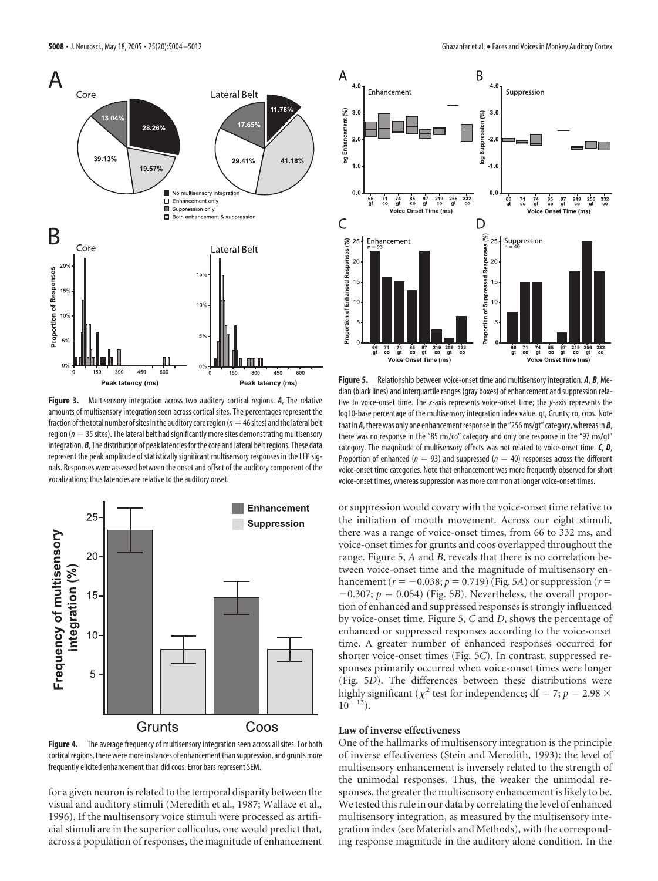**Figure 3.** Multisensory integration across two auditory cortical regions. ***A***, The relative amounts of multisensory integration seen across cortical sites. The percentages represent the fraction of the total number of sites in the auditory core region ($n = 46$ sites) and the lateral belt region ($n = 35$ sites). The lateral belt had significantly more sites demonstrating multisensory integration. ***B***, The distribution of peak latencies for the core and lateral belt regions. These data represent the peak amplitude of statistically significant multisensory responses in the LFP signals. Responses were assessed between the onset and offset of the auditory component of the vocalizations; thus latencies are relative to the auditory onset.

**Figure 4.** The average frequency of multisensory integration seen across all sites. For both cortical regions, there were more instances of enhancement than suppression, and grunts more frequently elicited enhancement than did coos. Error bars represent SEM.

for a given neuron is related to the temporal disparity between the visual and auditory stimuli (Meredith et al., 1987; Wallace et al., 1996). If the multisensory voice stimuli were processed as artificial stimuli are in the superior colliculus, one would predict that, across a population of responses, the magnitude of enhancement or suppression would covary with the voice-onset time relative to the initiation of mouth movement. Across our eight stimuli, there was a range of voice-onset times, from 66 to 332 ms, and voice-onset times for grunts and coos overlapped throughout the range. Figure 5, *A* and *B*, reveals that there is no correlation between voice-onset time and the magnitude of multisensory enhancement ($r = -0.038$; $p = 0.719$) (Fig. 5*A*) or suppression ($r = -0.307$; $p = 0.054$) (Fig. 5*B*). Nevertheless, the overall proportion of enhanced and suppressed responses is strongly influenced by voice-onset time. Figure 5, *C* and *D*, shows the percentage of enhanced or suppressed responses according to the voice-onset time. A greater number of enhanced responses occurred for shorter voice-onset times (Fig. 5*C*). In contrast, suppressed responses primarily occurred when voice-onset times were longer (Fig. 5*D*). The differences between these distributions were highly significant ($\chi^2$ test for independence; df = 7; $p = 2.98 \times 10^{-13}$).

**Figure 5.** Relationship between voice-onset time and multisensory integration. ***A***, ***B***, Median (black lines) and interquartile ranges (gray boxes) of enhancement and suppression relative to voice-onset time. The *x*-axis represents voice-onset time; the *y*-axis represents the log10-base percentage of the multisensory integration index value. gt, Grunts; co, coos. Note that in ***A***, there was only one enhancement response in the "256 ms/gt" category, whereas in ***B***, there was no response in the "85 ms/co" category and only one response in the "97 ms/gt" category. The magnitude of multisensory effects was not related to voice-onset time. ***C***, ***D***, Proportion of enhanced ($n = 93$) and suppressed ($n = 40$) responses across the different voice-onset time categories. Note that enhancement was more frequently observed for short voice-onset times, whereas suppression was more common at longer voice-onset times.

### Law of inverse effectiveness

One of the hallmarks of multisensory integration is the principle of inverse effectiveness (Stein and Meredith, 1993): the level of multisensory enhancement is inversely related to the strength of the unimodal responses. Thus, the weaker the unimodal responses, the greater the multisensory enhancement is likely to be. We tested this rule in our data by correlating the level of enhanced multisensory integration, as measured by the multisensory integration index (see Materials and Methods), with the corresponding response magnitude in the auditory alone condition. In the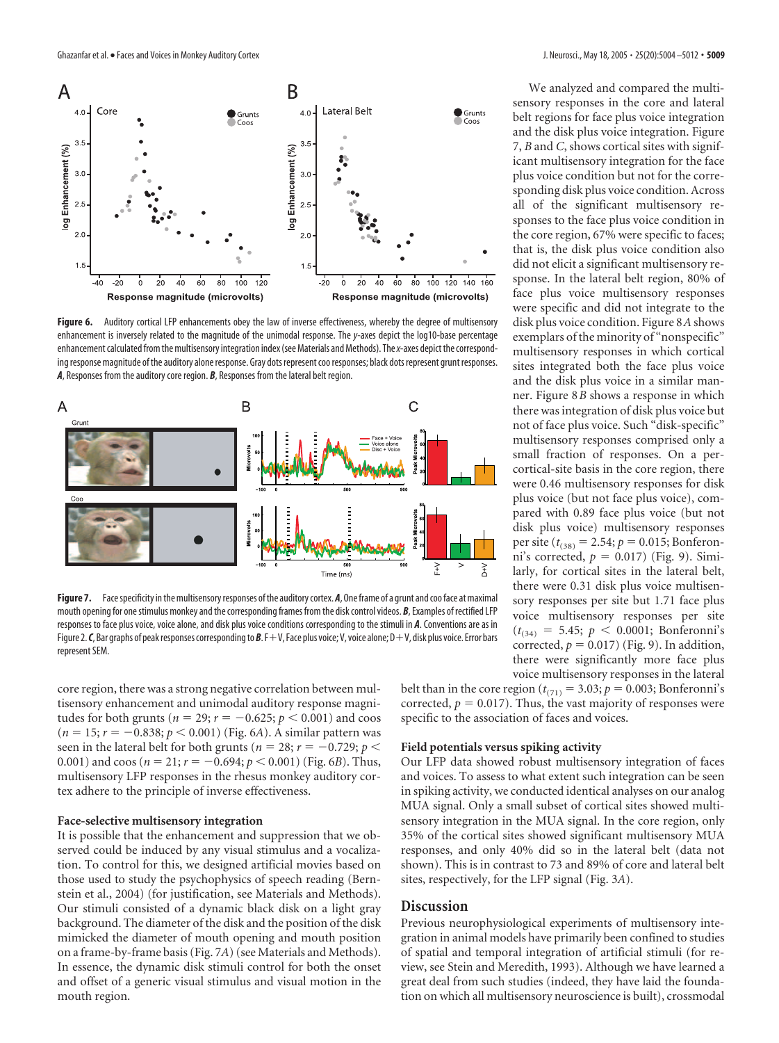**Figure 6.** Auditory cortical LFP enhancements obey the law of inverse effectiveness, whereby the degree of multisensory enhancement is inversely related to the magnitude of the unimodal response. The *y*-axes depict the log10-base percentage enhancement calculated from the multisensory integration index (see Materials and Methods). The *x*-axes depict the corresponding response magnitude of the auditory alone response. Gray dots represent coo responses; black dots represent grunt responses. ***A***, Responses from the auditory core region. ***B***, Responses from the lateral belt region.

**Figure 7.** Face specificity in the multisensory responses of the auditory cortex. ***A***, One frame of a grunt and coo face at maximal mouth opening for one stimulus monkey and the corresponding frames from the disk control videos. ***B***, Examples of rectified LFP responses to face plus voice, voice alone, and disk plus voice conditions corresponding to the stimuli in ***A***. Conventions are as in Figure 2. ***C***, Bar graphs of peak responses corresponding to ***B***. F+V, Face plus voice; V, voice alone; D+V, disk plus voice. Error bars represent SEM.

core region, there was a strong negative correlation between multisensory enhancement and unimodal auditory response magnitudes for both grunts ($n = 29$; $r = -0.625$; $p < 0.001$) and coos ($n = 15$; $r = -0.838$; $p < 0.001$) (Fig. 6*A*). A similar pattern was seen in the lateral belt for both grunts ($n = 28$; $r = -0.729$; $p < 0.001$) and coos ($n = 21$; $r = -0.694$; $p < 0.001$) (Fig. 6*B*). Thus, multisensory LFP responses in the rhesus monkey auditory cortex adhere to the principle of inverse effectiveness.

### Face-selective multisensory integration

It is possible that the enhancement and suppression that we observed could be induced by any visual stimulus and a vocalization. To control for this, we designed artificial movies based on those used to study the psychophysics of speech reading (Bernstein et al., 2004) (for justification, see Materials and Methods). Our stimuli consisted of a dynamic black disk on a light gray background. The diameter of the disk and the position of the disk mimicked the diameter of mouth opening and mouth position on a frame-by-frame basis (Fig. 7*A*) (see Materials and Methods). In essence, the dynamic disk stimuli control for both the onset and offset of a generic visual stimulus and visual motion in the mouth region.

We analyzed and compared the multisensory responses in the core and lateral belt regions for face plus voice integration and the disk plus voice integration. Figure 7, *B* and *C*, shows cortical sites with significant multisensory integration for the face plus voice condition but not for the corresponding disk plus voice condition. Across all of the significant multisensory responses to the face plus voice condition in the core region, 67% were specific to faces; that is, the disk plus voice condition also did not elicit a significant multisensory response. In the lateral belt region, 80% of face plus voice multisensory responses were specific and did not integrate to the disk plus voice condition. Figure 8*A* shows exemplars of the minority of "nonspecific" multisensory responses in which cortical sites integrated both the face plus voice and the disk plus voice in a similar manner. Figure 8*B* shows a response in which there was integration of disk plus voice but not of face plus voice. Such "disk-specific" multisensory responses comprised only a small fraction of responses. On a per-cortical-site basis in the core region, there were 0.46 multisensory responses for disk plus voice (but not face plus voice), compared with 0.89 face plus voice (but not disk plus voice) multisensory responses per site ($t_{(38)} = 2.54$; $p = 0.015$; Bonferroni's corrected, $p = 0.017$) (Fig. 9). Similarly, for cortical sites in the lateral belt, there were 0.31 disk plus voice multisensory responses per site but 1.71 face plus voice multisensory responses per site ($t_{(34)} = 5.45$; $p < 0.0001$; Bonferroni's corrected, $p = 0.017$) (Fig. 9). In addition, there were significantly more face plus voice multisensory responses in the lateral belt than in the core region ($t_{(71)} = 3.03$; $p = 0.003$; Bonferroni's corrected, $p = 0.017$). Thus, the vast majority of responses were specific to the association of faces and voices.

### Field potentials versus spiking activity

Our LFP data showed robust multisensory integration of faces and voices. To assess to what extent such integration can be seen in spiking activity, we conducted identical analyses on our analog MUA signal. Only a small subset of cortical sites showed multisensory integration in the MUA signal. In the core region, only 35% of the cortical sites showed significant multisensory MUA responses, and only 40% did so in the lateral belt (data not shown). This is in contrast to 73 and 89% of core and lateral belt sites, respectively, for the LFP signal (Fig. 3*A*).

## Discussion

Previous neurophysiological experiments of multisensory integration in animal models have primarily been confined to studies of spatial and temporal integration of artificial stimuli (for review, see Stein and Meredith, 1993). Although we have learned a great deal from such studies (indeed, they have laid the foundation on which all multisensory neuroscience is built), crossmodal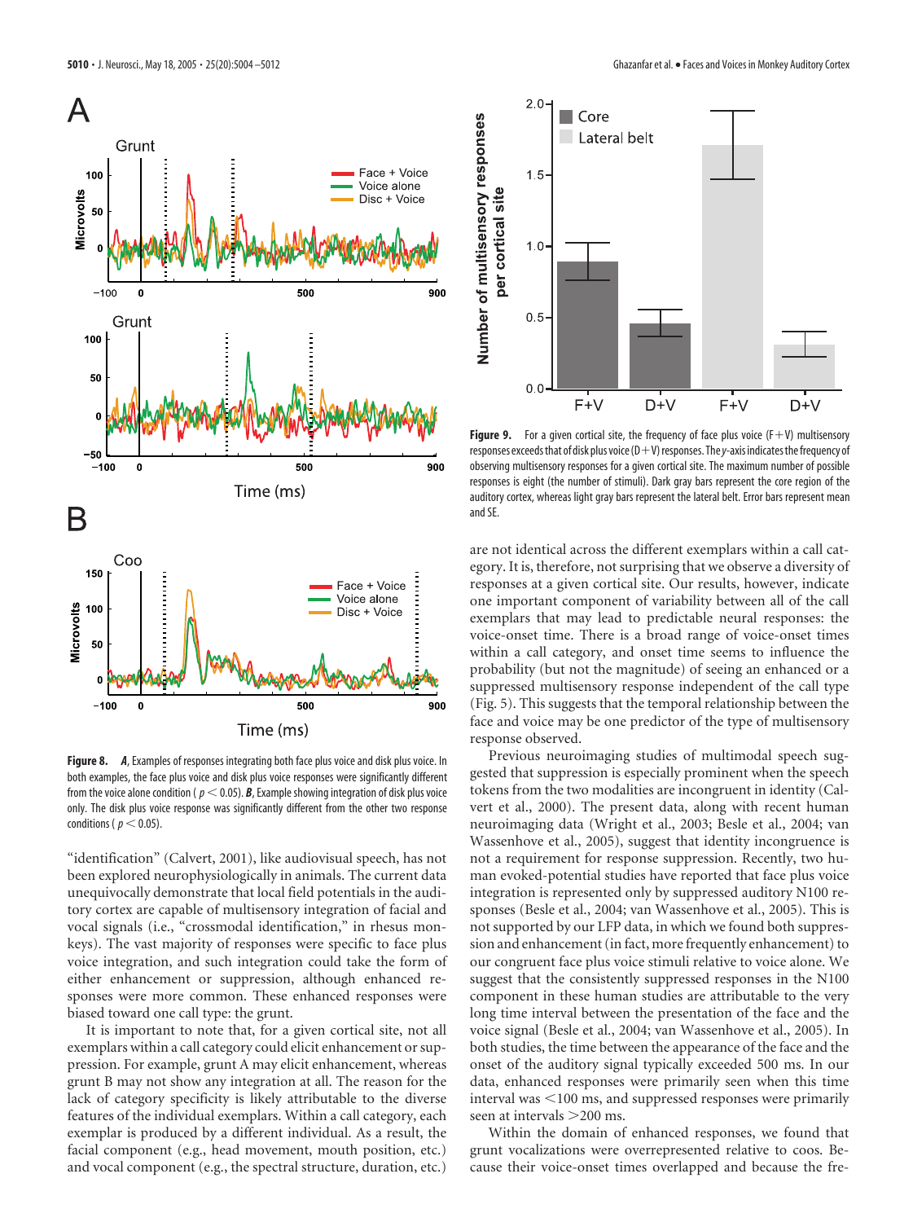A

Grunt

Face + Voice
Voice alone
Disc + Voice

Microvolts

100
50
0
−100
0
500
900

Grunt

100
50
0
−50
−100
0
500
900

Time (ms)

B

Coo

Face + Voice
Voice alone
Disc + Voice

Microvolts

150
100
50
0
−100
0
500
900

Time (ms)

**Figure 8.** ***A***, Examples of responses integrating both face plus voice and disk plus voice. In both examples, the face plus voice and disk plus voice responses were significantly different from the voice alone condition ( $p < 0.05$). ***B***, Example showing integration of disk plus voice only. The disk plus voice response was significantly different from the other two response conditions ( $p < 0.05$).

Number of multisensory responses per cortical site

2.0
1.5
1.0
0.5
0.0

Core
Lateral belt

F+V
D+V
F+V
D+V

**Figure 9.** For a given cortical site, the frequency of face plus voice (F+V) multisensory responses exceeds that of disk plus voice (D+V) responses. The *y*-axis indicates the frequency of observing multisensory responses for a given cortical site. The maximum number of possible responses is eight (the number of stimuli). Dark gray bars represent the core region of the auditory cortex, whereas light gray bars represent the lateral belt. Error bars represent mean and SE.

"identification" (Calvert, 2001), like audiovisual speech, has not been explored neurophysiologically in animals. The current data unequivocally demonstrate that local field potentials in the auditory cortex are capable of multisensory integration of facial and vocal signals (i.e., "crossmodal identification," in rhesus monkeys). The vast majority of responses were specific to face plus voice integration, and such integration could take the form of either enhancement or suppression, although enhanced responses were more common. These enhanced responses were biased toward one call type: the grunt.

It is important to note that, for a given cortical site, not all exemplars within a call category could elicit enhancement or suppression. For example, grunt A may elicit enhancement, whereas grunt B may not show any integration at all. The reason for the lack of category specificity is likely attributable to the diverse features of the individual exemplars. Within a call category, each exemplar is produced by a different individual. As a result, the facial component (e.g., head movement, mouth position, etc.) and vocal component (e.g., the spectral structure, duration, etc.) are not identical across the different exemplars within a call category. It is, therefore, not surprising that we observe a diversity of responses at a given cortical site. Our results, however, indicate one important component of variability between all of the call exemplars that may lead to predictable neural responses: the voice-onset time. There is a broad range of voice-onset times within a call category, and onset time seems to influence the probability (but not the magnitude) of seeing an enhanced or a suppressed multisensory response independent of the call type (Fig. 5). This suggests that the temporal relationship between the face and voice may be one predictor of the type of multisensory response observed.

Previous neuroimaging studies of multimodal speech suggested that suppression is especially prominent when the speech tokens from the two modalities are incongruent in identity (Calvert et al., 2000). The present data, along with recent human neuroimaging data (Wright et al., 2003; Besle et al., 2004; van Wassenhove et al., 2005), suggest that identity incongruence is not a requirement for response suppression. Recently, two human evoked-potential studies have reported that face plus voice integration is represented only by suppressed auditory N100 responses (Besle et al., 2004; van Wassenhove et al., 2005). This is not supported by our LFP data, in which we found both suppression and enhancement (in fact, more frequently enhancement) to our congruent face plus voice stimuli relative to voice alone. We suggest that the consistently suppressed responses in the N100 component in these human studies are attributable to the very long time interval between the presentation of the face and the voice signal (Besle et al., 2004; van Wassenhove et al., 2005). In both studies, the time between the appearance of the face and the onset of the auditory signal typically exceeded 500 ms. In our data, enhanced responses were primarily seen when this time interval was <100 ms, and suppressed responses were primarily seen at intervals >200 ms.

Within the domain of enhanced responses, we found that grunt vocalizations were overrepresented relative to coos. Because their voice-onset times overlapped and because the fre-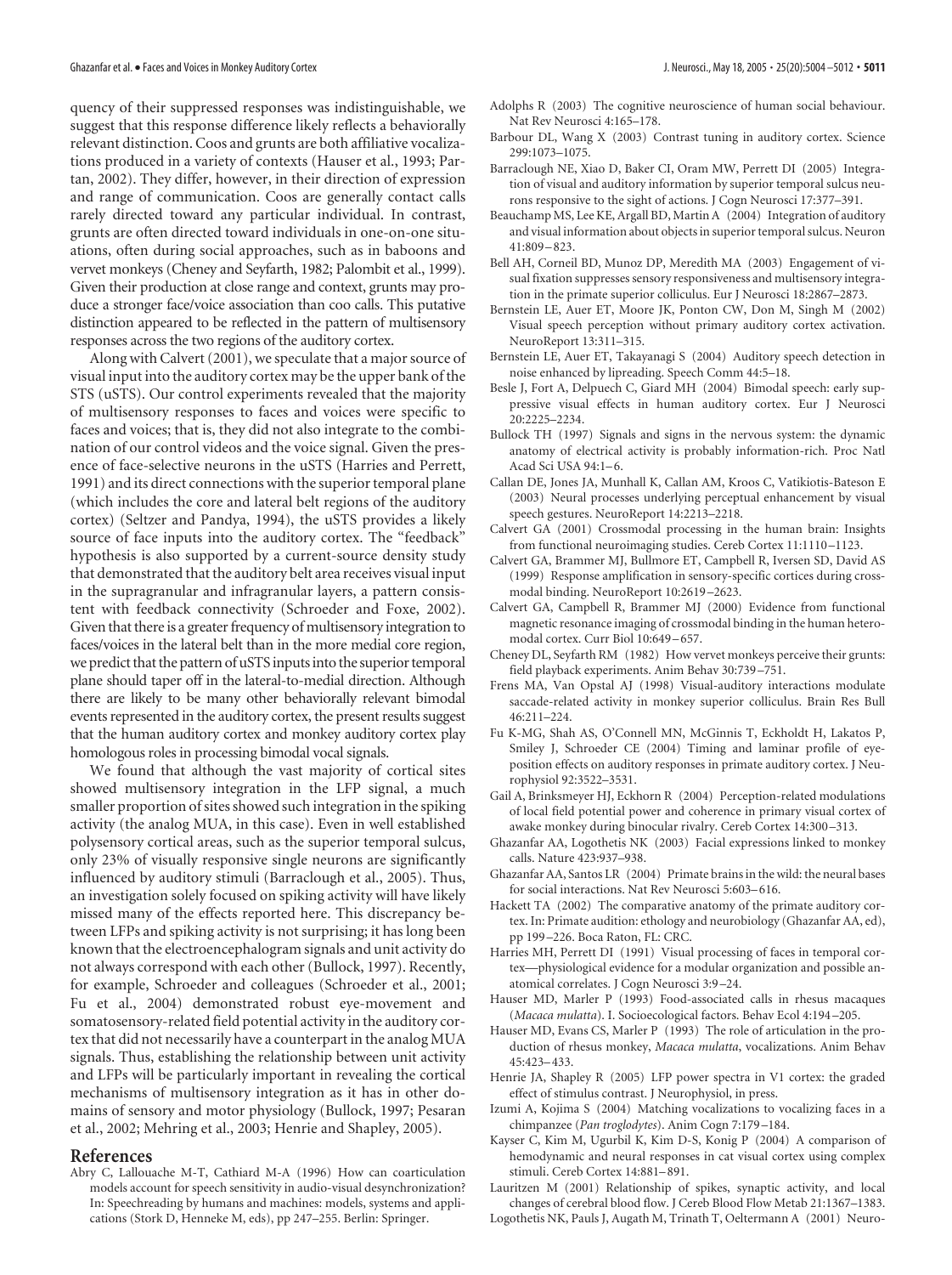quency of their suppressed responses was indistinguishable, we suggest that this response difference likely reflects a behaviorally relevant distinction. Coos and grunts are both affiliative vocalizations produced in a variety of contexts (Hauser et al., 1993; Partan, 2002). They differ, however, in their direction of expression and range of communication. Coos are generally contact calls rarely directed toward any particular individual. In contrast, grunts are often directed toward individuals in one-on-one situations, often during social approaches, such as in baboons and vervet monkeys (Cheney and Seyfarth, 1982; Palombit et al., 1999). Given their production at close range and context, grunts may produce a stronger face/voice association than coo calls. This putative distinction appeared to be reflected in the pattern of multisensory responses across the two regions of the auditory cortex.

Along with Calvert (2001), we speculate that a major source of visual input into the auditory cortex may be the upper bank of the STS (uSTS). Our control experiments revealed that the majority of multisensory responses to faces and voices were specific to faces and voices; that is, they did not also integrate to the combination of our control videos and the voice signal. Given the presence of face-selective neurons in the uSTS (Harries and Perrett, 1991) and its direct connections with the superior temporal plane (which includes the core and lateral belt regions of the auditory cortex) (Seltzer and Pandya, 1994), the uSTS provides a likely source of face inputs into the auditory cortex. The "feedback" hypothesis is also supported by a current-source density study that demonstrated that the auditory belt area receives visual input in the supragranular and infragranular layers, a pattern consistent with feedback connectivity (Schroeder and Foxe, 2002). Given that there is a greater frequency of multisensory integration to faces/voices in the lateral belt than in the more medial core region, we predict that the pattern of uSTS inputs into the superior temporal plane should taper off in the lateral-to-medial direction. Although there are likely to be many other behaviorally relevant bimodal events represented in the auditory cortex, the present results suggest that the human auditory cortex and monkey auditory cortex play homologous roles in processing bimodal vocal signals.

We found that although the vast majority of cortical sites showed multisensory integration in the LFP signal, a much smaller proportion of sites showed such integration in the spiking activity (the analog MUA, in this case). Even in well established polysensory cortical areas, such as the superior temporal sulcus, only 23% of visually responsive single neurons are significantly influenced by auditory stimuli (Barraclough et al., 2005). Thus, an investigation solely focused on spiking activity will have likely missed many of the effects reported here. This discrepancy between LFPs and spiking activity is not surprising; it has long been known that the electroencephalogram signals and unit activity do not always correspond with each other (Bullock, 1997). Recently, for example, Schroeder and colleagues (Schroeder et al., 2001; Fu et al., 2004) demonstrated robust eye-movement and somatosensory-related field potential activity in the auditory cortex that did not necessarily have a counterpart in the analog MUA signals. Thus, establishing the relationship between unit activity and LFPs will be particularly important in revealing the cortical mechanisms of multisensory integration as it has in other domains of sensory and motor physiology (Bullock, 1997; Pesaran et al., 2002; Mehring et al., 2003; Henrie and Shapley, 2005).

## References

Abry C, Lallouache M-T, Cathiard M-A (1996) How can coarticulation models account for speech sensitivity in audio-visual desynchronization? In: Speechreading by humans and machines: models, systems and applications (Stork D, Henneke M, eds), pp 247–255. Berlin: Springer.

Adolphs R (2003) The cognitive neuroscience of human social behaviour. Nat Rev Neurosci 4:165–178.

Barbour DL, Wang X (2003) Contrast tuning in auditory cortex. Science 299:1073–1075.

Barraclough NE, Xiao D, Baker CI, Oram MW, Perrett DI (2005) Integration of visual and auditory information by superior temporal sulcus neurons responsive to the sight of actions. J Cogn Neurosci 17:377–391.

Beauchamp MS, Lee KE, Argall BD, Martin A (2004) Integration of auditory and visual information about objects in superior temporal sulcus. Neuron 41:809–823.

Bell AH, Corneil BD, Munoz DP, Meredith MA (2003) Engagement of visual fixation suppresses sensory responsiveness and multisensory integration in the primate superior colliculus. Eur J Neurosci 18:2867–2873.

Bernstein LE, Auer ET, Moore JK, Ponton CW, Don M, Singh M (2002) Visual speech perception without primary auditory cortex activation. NeuroReport 13:311–315.

Bernstein LE, Auer ET, Takayanagi S (2004) Auditory speech detection in noise enhanced by lipreading. Speech Comm 44:5–18.

Besle J, Fort A, Delpuech C, Giard MH (2004) Bimodal speech: early suppressive visual effects in human auditory cortex. Eur J Neurosci 20:2225–2234.

Bullock TH (1997) Signals and signs in the nervous system: the dynamic anatomy of electrical activity is probably information-rich. Proc Natl Acad Sci USA 94:1–6.

Callan DE, Jones JA, Munhall K, Callan AM, Kroos C, Vatikiotis-Bateson E (2003) Neural processes underlying perceptual enhancement by visual speech gestures. NeuroReport 14:2213–2218.

Calvert GA (2001) Crossmodal processing in the human brain: Insights from functional neuroimaging studies. Cereb Cortex 11:1110–1123.

Calvert GA, Brammer MJ, Bullmore ET, Campbell R, Iversen SD, David AS (1999) Response amplification in sensory-specific cortices during crossmodal binding. NeuroReport 10:2619–2623.

Calvert GA, Campbell R, Brammer MJ (2000) Evidence from functional magnetic resonance imaging of crossmodal binding in the human heteromodal cortex. Curr Biol 10:649–657.

Cheney DL, Seyfarth RM (1982) How vervet monkeys perceive their grunts: field playback experiments. Anim Behav 30:739–751.

Frens MA, Van Opstal AJ (1998) Visual-auditory interactions modulate saccade-related activity in monkey superior colliculus. Brain Res Bull 46:211–224.

Fu K-MG, Shah AS, O'Connell MN, McGinnis T, Eckholdt H, Lakatos P, Smiley J, Schroeder CE (2004) Timing and laminar profile of eye-position effects on auditory responses in primate auditory cortex. J Neurophysiol 92:3522–3531.

Gail A, Brinksmeyer HJ, Eckhorn R (2004) Perception-related modulations of local field potential power and coherence in primary visual cortex of awake monkey during binocular rivalry. Cereb Cortex 14:300–313.

Ghazanfar AA, Logothetis NK (2003) Facial expressions linked to monkey calls. Nature 423:937–938.

Ghazanfar AA, Santos LR (2004) Primate brains in the wild: the neural bases for social interactions. Nat Rev Neurosci 5:603–616.

Hackett TA (2002) The comparative anatomy of the primate auditory cortex. In: Primate audition: ethology and neurobiology (Ghazanfar AA, ed), pp 199–226. Boca Raton, FL: CRC.

Harries MH, Perrett DI (1991) Visual processing of faces in temporal cortex—physiological evidence for a modular organization and possible anatomical correlates. J Cogn Neurosci 3:9–24.

Hauser MD, Marler P (1993) Food-associated calls in rhesus macaques (*Macaca mulatta*). I. Socioecological factors. Behav Ecol 4:194–205.

Hauser MD, Evans CS, Marler P (1993) The role of articulation in the production of rhesus monkey, *Macaca mulatta*, vocalizations. Anim Behav 45:423–433.

Henrie JA, Shapley R (2005) LFP power spectra in V1 cortex: the graded effect of stimulus contrast. J Neurophysiol, in press.

Izumi A, Kojima S (2004) Matching vocalizations to vocalizing faces in a chimpanzee (*Pan troglodytes*). Anim Cogn 7:179–184.

Kayser C, Kim M, Ugurbil K, Kim D-S, Konig P (2004) A comparison of hemodynamic and neural responses in cat visual cortex using complex stimuli. Cereb Cortex 14:881–891.

Lauritzen M (2001) Relationship of spikes, synaptic activity, and local changes of cerebral blood flow. J Cereb Blood Flow Metab 21:1367–1383.

Logothetis NK, Pauls J, Augath M, Trinath T, Oeltermann A (2001) Neuro-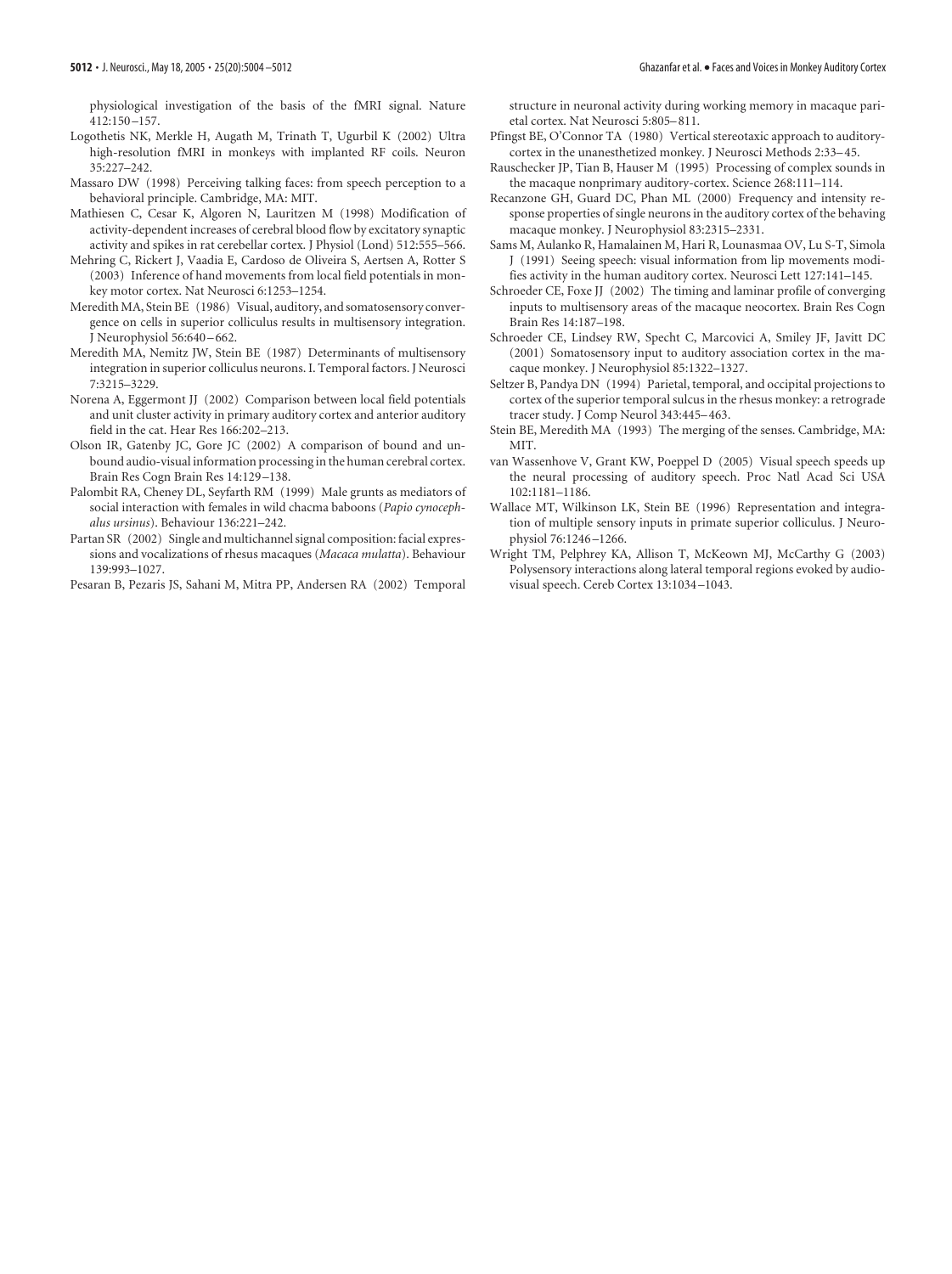physiological investigation of the basis of the fMRI signal. Nature 412:150–157.

Logothetis NK, Merkle H, Augath M, Trinath T, Ugurbil K (2002) Ultra high-resolution fMRI in monkeys with implanted RF coils. Neuron 35:227–242.

Massaro DW (1998) Perceiving talking faces: from speech perception to a behavioral principle. Cambridge, MA: MIT.

Mathiesen C, Cesar K, Algoren N, Lauritzen M (1998) Modification of activity-dependent increases of cerebral blood flow by excitatory synaptic activity and spikes in rat cerebellar cortex. J Physiol (Lond) 512:555–566.

Mehring C, Rickert J, Vaadia E, Cardoso de Oliveira S, Aertsen A, Rotter S (2003) Inference of hand movements from local field potentials in monkey motor cortex. Nat Neurosci 6:1253–1254.

Meredith MA, Stein BE (1986) Visual, auditory, and somatosensory convergence on cells in superior colliculus results in multisensory integration. J Neurophysiol 56:640–662.

Meredith MA, Nemitz JW, Stein BE (1987) Determinants of multisensory integration in superior colliculus neurons. I. Temporal factors. J Neurosci 7:3215–3229.

Norena A, Eggermont JJ (2002) Comparison between local field potentials and unit cluster activity in primary auditory cortex and anterior auditory field in the cat. Hear Res 166:202–213.

Olson IR, Gatenby JC, Gore JC (2002) A comparison of bound and unbound audio-visual information processing in the human cerebral cortex. Brain Res Cogn Brain Res 14:129–138.

Palombit RA, Cheney DL, Seyfarth RM (1999) Male grunts as mediators of social interaction with females in wild chacma baboons (*Papio cynocephalus ursinus*). Behaviour 136:221–242.

Partan SR (2002) Single and multichannel signal composition: facial expressions and vocalizations of rhesus macaques (*Macaca mulatta*). Behaviour 139:993–1027.

Pesaran B, Pezaris JS, Sahani M, Mitra PP, Andersen RA (2002) Temporal structure in neuronal activity during working memory in macaque parietal cortex. Nat Neurosci 5:805–811.

Pfingst BE, O'Connor TA (1980) Vertical stereotaxic approach to auditory-cortex in the unanesthetized monkey. J Neurosci Methods 2:33–45.

Rauschecker JP, Tian B, Hauser M (1995) Processing of complex sounds in the macaque nonprimary auditory-cortex. Science 268:111–114.

Recanzone GH, Guard DC, Phan ML (2000) Frequency and intensity response properties of single neurons in the auditory cortex of the behaving macaque monkey. J Neurophysiol 83:2315–2331.

Sams M, Aulanko R, Hamalainen M, Hari R, Lounasmaa OV, Lu S-T, Simola J (1991) Seeing speech: visual information from lip movements modifies activity in the human auditory cortex. Neurosci Lett 127:141–145.

Schroeder CE, Foxe JJ (2002) The timing and laminar profile of converging inputs to multisensory areas of the macaque neocortex. Brain Res Cogn Brain Res 14:187–198.

Schroeder CE, Lindsey RW, Specht C, Marcovici A, Smiley JF, Javitt DC (2001) Somatosensory input to auditory association cortex in the macaque monkey. J Neurophysiol 85:1322–1327.

Seltzer B, Pandya DN (1994) Parietal, temporal, and occipital projections to cortex of the superior temporal sulcus in the rhesus monkey: a retrograde tracer study. J Comp Neurol 343:445–463.

Stein BE, Meredith MA (1993) The merging of the senses. Cambridge, MA: MIT.

van Wassenhove V, Grant KW, Poeppel D (2005) Visual speech speeds up the neural processing of auditory speech. Proc Natl Acad Sci USA 102:1181–1186.

Wallace MT, Wilkinson LK, Stein BE (1996) Representation and integration of multiple sensory inputs in primate superior colliculus. J Neurophysiol 76:1246–1266.

Wright TM, Pelphrey KA, Allison T, McKeown MJ, McCarthy G (2003) Polysensory interactions along lateral temporal regions evoked by audiovisual speech. Cereb Cortex 13:1034–1043.